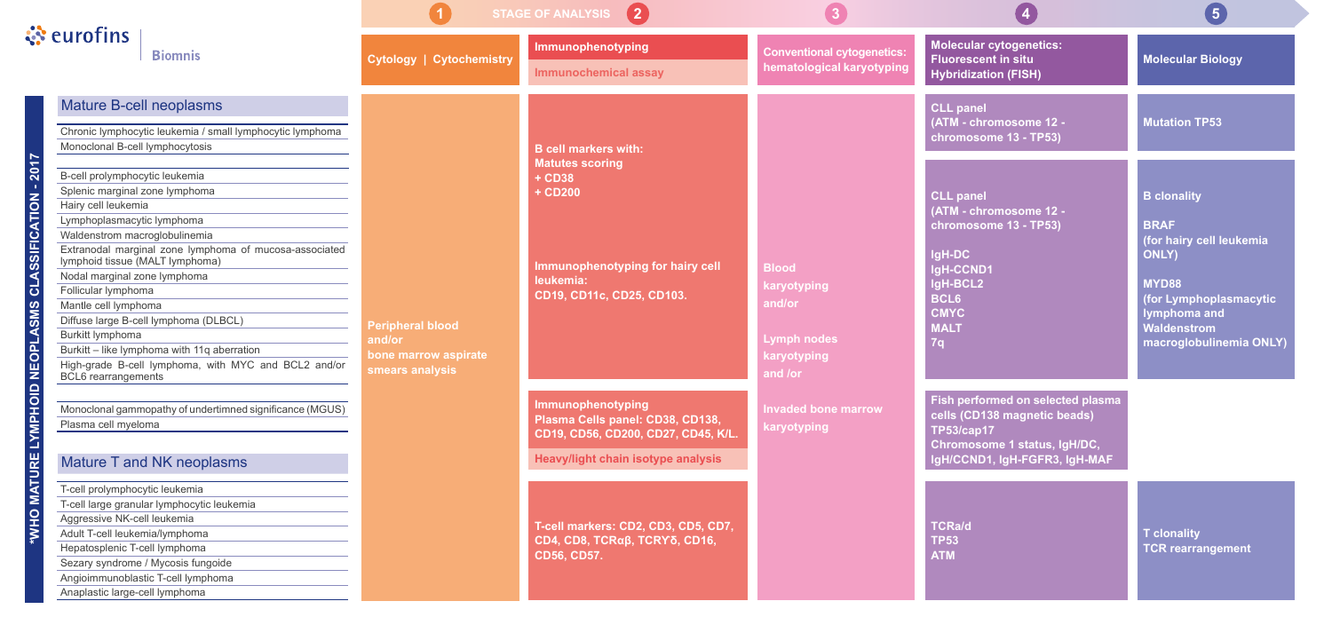# eurofins | Biomnis

*WHO MATURE LYMPHOID NEOPLASMS CLASSIFICATION - 2017

STAGE OF ANALYSIS

| | 1 | 2 | 3 | 4 | 5 |
|---|---|---|---|---|---|
| | **Cytology \| Cytochemistry** | **Immunophenotyping** / **Immunochemical assay** | **Conventional cytogenetics: hematological karyotyping** | **Molecular cytogenetics: Fluorescent in situ Hybridization (FISH)** | **Molecular Biology** |
| **Mature B-cell neoplasms** | | | | | |
| Chronic lymphocytic leukemia / small lymphocytic lymphoma<br>Monoclonal B-cell lymphocytosis | Peripheral blood and/or bone marrow aspirate smears analysis | B cell markers with: Matutes scoring + CD38 + CD200 | Blood karyotyping and/or Lymph nodes karyotyping and /or Invaded bone marrow karyotyping | CLL panel (ATM - chromosome 12 - chromosome 13 - TP53) | Mutation TP53 |
| B-cell prolymphocytic leukemia<br>Splenic marginal zone lymphoma<br>Hairy cell leukemia<br>Lymphoplasmacytic lymphoma<br>Waldenstrom macroglobulinemia<br>Extranodal marginal zone lymphoma of mucosa-associated lymphoid tissue (MALT lymphoma)<br>Nodal marginal zone lymphoma<br>Follicular lymphoma<br>Mantle cell lymphoma<br>Diffuse large B-cell lymphoma (DLBCL)<br>Burkitt lymphoma<br>Burkitt – like lymphoma with 11q aberration<br>High-grade B-cell lymphoma, with MYC and BCL2 and/or BCL6 rearrangements | | Immunophenotyping for hairy cell leukemia: CD19, CD11c, CD25, CD103. | | CLL panel (ATM - chromosome 12 - chromosome 13 - TP53)<br>IgH-DC<br>IgH-CCND1<br>IgH-BCL2<br>BCL6<br>CMYC<br>MALT<br>7q | B clonality<br>BRAF (for hairy cell leukemia ONLY)<br>MYD88 (for Lymphoplasmacytic lymphoma and Waldenstrom macroglobulinemia ONLY) |
| Monoclonal gammopathy of undertimned significance (MGUS)<br>Plasma cell myeloma | | Immunophenotyping Plasma Cells panel: CD38, CD138, CD19, CD56, CD200, CD27, CD45, K/L.<br>Heavy/light chain isotype analysis | | Fish performed on selected plasma cells (CD138 magnetic beads)<br>TP53/cap17<br>Chromosome 1 status, IgH/DC, IgH/CCND1, IgH-FGFR3, IgH-MAF | |
| **Mature T and NK neoplasms** | | | | | |
| T-cell prolymphocytic leukemia<br>T-cell large granular lymphocytic leukemia<br>Aggressive NK-cell leukemia<br>Adult T-cell leukemia/lymphoma<br>Hepatosplenic T-cell lymphoma<br>Sezary syndrome / Mycosis fungoide<br>Angioimmunoblastic T-cell lymphoma<br>Anaplastic large-cell lymphoma | | T-cell markers: CD2, CD3, CD5, CD7, CD4, CD8, TCRαβ, TCRγδ, CD16, CD56, CD57. | | TCRa/d<br>TP53<br>ATM | T clonality<br>TCR rearrangement |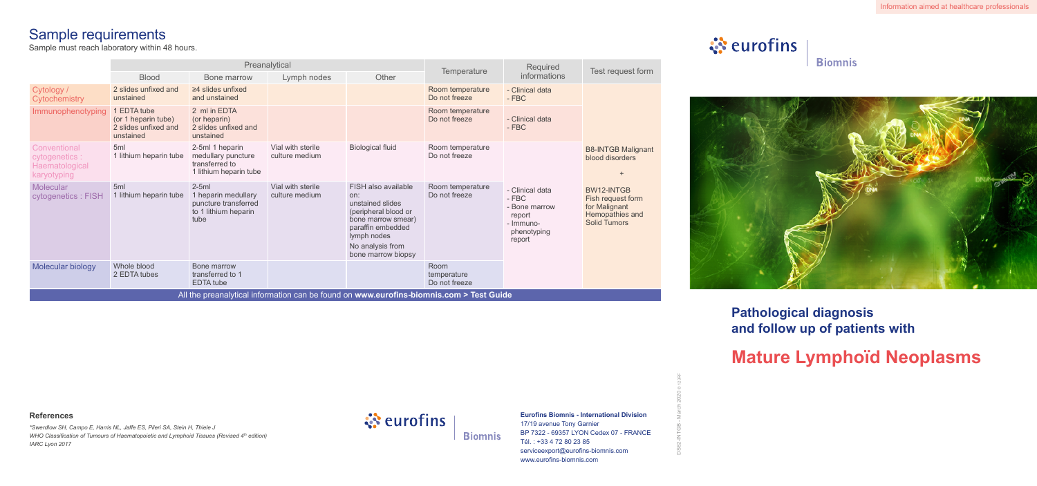Information aimed at healthcare professionals

## Sample requirements

Sample must reach laboratory within 48 hours.

| | Preanalytical | | | | Temperature | Required informations | Test request form |
|---|---|---|---|---|---|---|---|
| | Blood | Bone marrow | Lymph nodes | Other | | | |
| Cytology / Cytochemistry | 2 slides unfixed and unstained | ≥4 slides unfixed and unstained | | | Room temperature Do not freeze | - Clinical data - FBC | B8-INTGB Malignant blood disorders + BW12-INTGB Fish request form for Malignant Hemopathies and Solid Tumors |
| Immunophenotyping | 1 EDTA tube (or 1 heparin tube) 2 slides unfixed and unstained | 2 ml in EDTA (or heparin) 2 slides unfixed and unstained | | | Room temperature Do not freeze | - Clinical data - FBC | |
| Conventional cytogenetics : Haematological karyotyping | 5ml 1 lithium heparin tube | 2-5ml 1 heparin medullary puncture transferred to 1 lithium heparin tube | Vial with sterile culture medium | Biological fluid | Room temperature Do not freeze | - Clinical data - FBC - Bone marrow report - Immuno-phenotyping report | |
| Molecular cytogenetics : FISH | 5ml 1 lithium heparin tube | 2-5ml 1 heparin medullary puncture transferred to 1 lithium heparin tube | Vial with sterile culture medium | FISH also available on: unstained slides (peripheral blood or bone marrow smear) paraffin embedded lymph nodes No analysis from bone marrow biopsy | Room temperature Do not freeze | | |
| Molecular biology | Whole blood 2 EDTA tubes | Bone marrow transferred to 1 EDTA tube | | | Room temperature Do not freeze | | |

All the preanalytical information can be found on **www.eurofins-biomnis.com > Test Guide**

#### References

*Swerdlow SH, Campo E, Harris NL, Jaffe ES, Pileri SA, Stein H, Thiele J
*WHO Classification of Tumours of Haematopoietic and Lymphoid Tissues (Revised 4th edition)*
*IARC Lyon 2017*

eurofins | Biomnis

**Eurofins Biomnis - International Division**
17/19 avenue Tony Garnier
BP 7322 - 69357 LYON Cedex 07 - FRANCE
Tél. : +33 4 72 80 23 85
serviceexport@eurofins-biomnis.com
www.eurofins-biomnis.com

D562-INTGB - March 2020

eurofins | Biomnis

## Pathological diagnosis and follow up of patients with

# Mature Lymphoïd Neoplasms